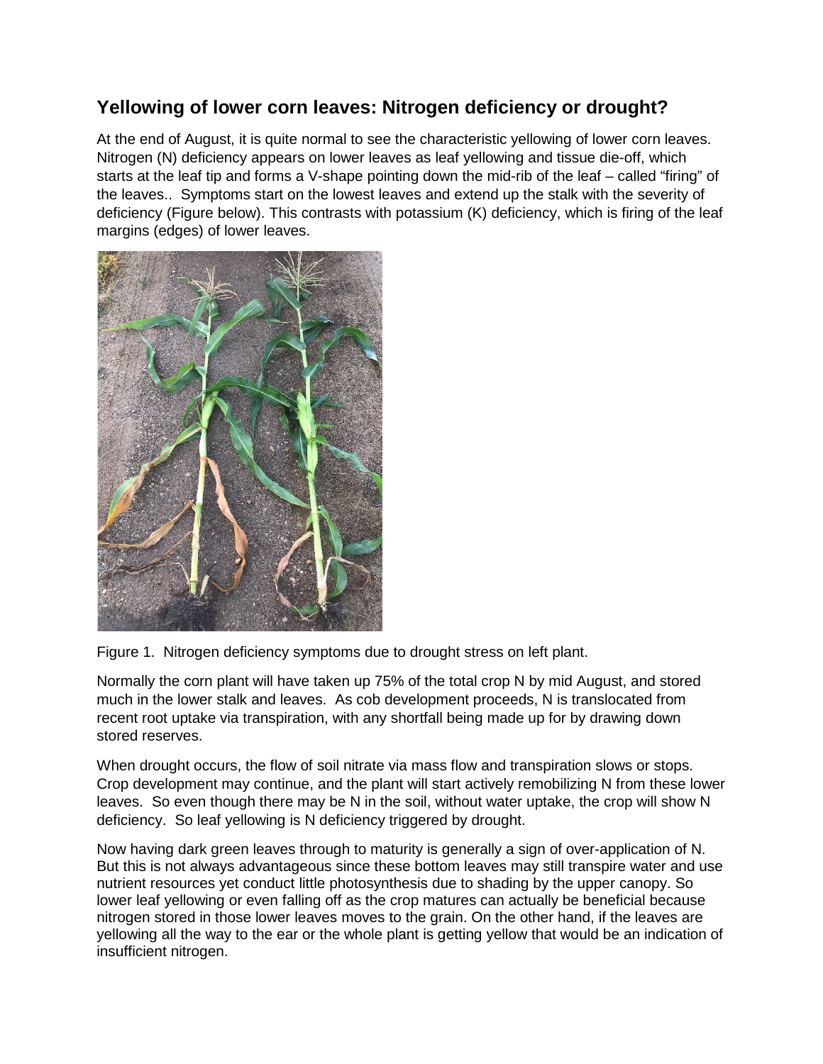## Yellowing of lower corn leaves: Nitrogen deficiency or drought?

At the end of August, it is quite normal to see the characteristic yellowing of lower corn leaves. Nitrogen (N) deficiency appears on lower leaves as leaf yellowing and tissue die-off, which starts at the leaf tip and forms a V-shape pointing down the mid-rib of the leaf – called "firing" of the leaves.. Symptoms start on the lowest leaves and extend up the stalk with the severity of deficiency (Figure below). This contrasts with potassium (K) deficiency, which is firing of the leaf margins (edges) of lower leaves.

Figure 1. Nitrogen deficiency symptoms due to drought stress on left plant.

Normally the corn plant will have taken up 75% of the total crop N by mid August, and stored much in the lower stalk and leaves. As cob development proceeds, N is translocated from recent root uptake via transpiration, with any shortfall being made up for by drawing down stored reserves.

When drought occurs, the flow of soil nitrate via mass flow and transpiration slows or stops. Crop development may continue, and the plant will start actively remobilizing N from these lower leaves. So even though there may be N in the soil, without water uptake, the crop will show N deficiency. So leaf yellowing is N deficiency triggered by drought.

Now having dark green leaves through to maturity is generally a sign of over-application of N. But this is not always advantageous since these bottom leaves may still transpire water and use nutrient resources yet conduct little photosynthesis due to shading by the upper canopy. So lower leaf yellowing or even falling off as the crop matures can actually be beneficial because nitrogen stored in those lower leaves moves to the grain. On the other hand, if the leaves are yellowing all the way to the ear or the whole plant is getting yellow that would be an indication of insufficient nitrogen.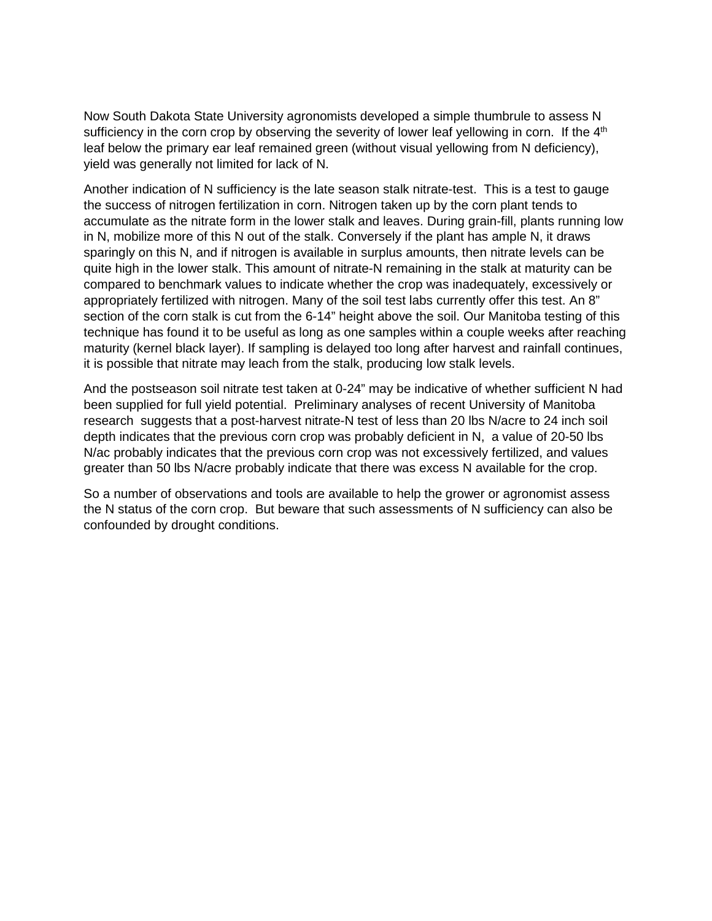Now South Dakota State University agronomists developed a simple thumbrule to assess N sufficiency in the corn crop by observing the severity of lower leaf yellowing in corn. If the $4^{th}$ leaf below the primary ear leaf remained green (without visual yellowing from N deficiency), yield was generally not limited for lack of N.

Another indication of N sufficiency is the late season stalk nitrate-test. This is a test to gauge the success of nitrogen fertilization in corn. Nitrogen taken up by the corn plant tends to accumulate as the nitrate form in the lower stalk and leaves. During grain-fill, plants running low in N, mobilize more of this N out of the stalk. Conversely if the plant has ample N, it draws sparingly on this N, and if nitrogen is available in surplus amounts, then nitrate levels can be quite high in the lower stalk. This amount of nitrate-N remaining in the stalk at maturity can be compared to benchmark values to indicate whether the crop was inadequately, excessively or appropriately fertilized with nitrogen. Many of the soil test labs currently offer this test. An 8" section of the corn stalk is cut from the 6-14" height above the soil. Our Manitoba testing of this technique has found it to be useful as long as one samples within a couple weeks after reaching maturity (kernel black layer). If sampling is delayed too long after harvest and rainfall continues, it is possible that nitrate may leach from the stalk, producing low stalk levels.

And the postseason soil nitrate test taken at 0-24" may be indicative of whether sufficient N had been supplied for full yield potential. Preliminary analyses of recent University of Manitoba research suggests that a post-harvest nitrate-N test of less than 20 lbs N/acre to 24 inch soil depth indicates that the previous corn crop was probably deficient in N, a value of 20-50 lbs N/ac probably indicates that the previous corn crop was not excessively fertilized, and values greater than 50 lbs N/acre probably indicate that there was excess N available for the crop.

So a number of observations and tools are available to help the grower or agronomist assess the N status of the corn crop. But beware that such assessments of N sufficiency can also be confounded by drought conditions.